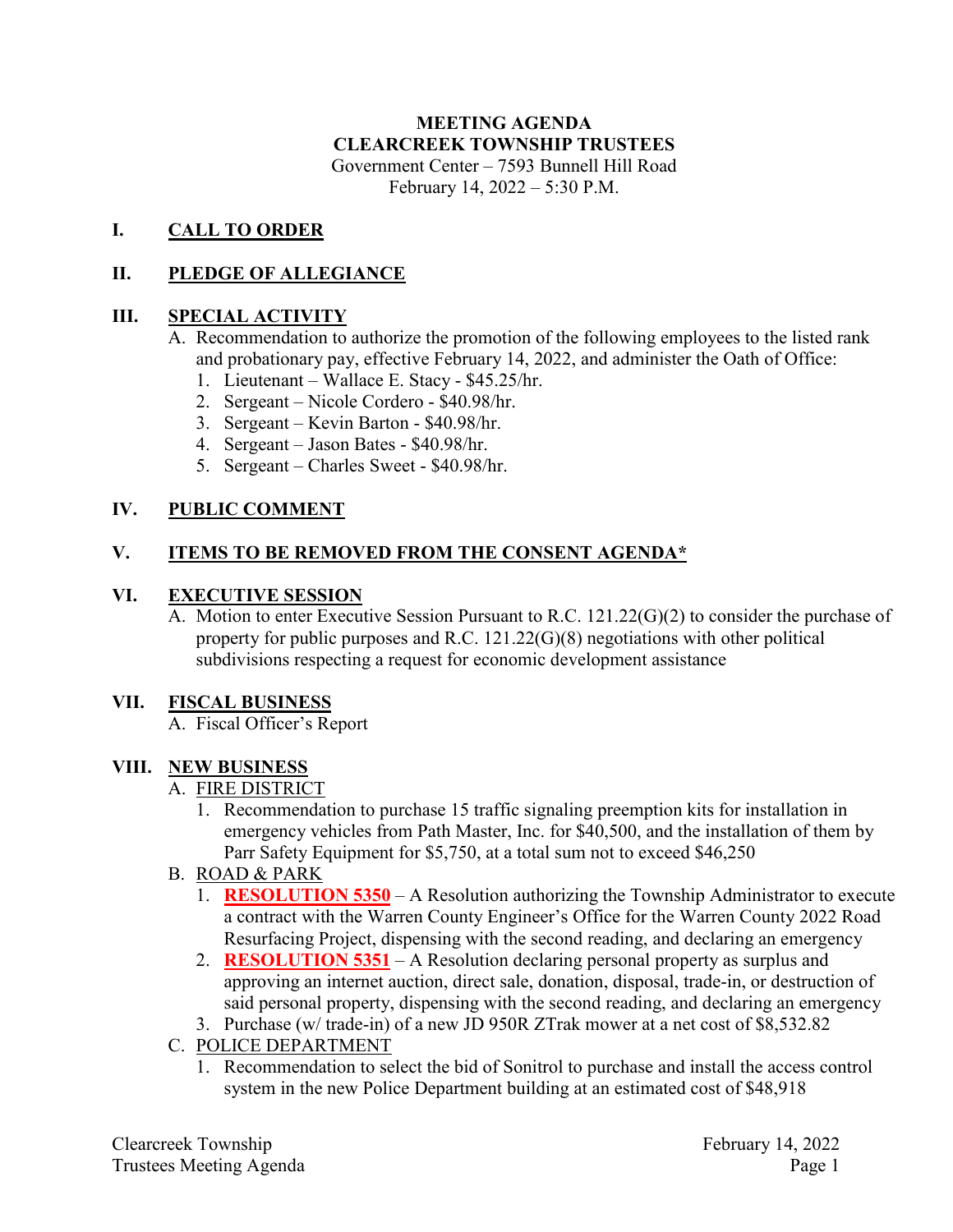**MEETING AGENDA**
**CLEARCREEK TOWNSHIP TRUSTEES**
Government Center – 7593 Bunnell Hill Road
February 14, 2022 – 5:30 P.M.

## I. CALL TO ORDER

## II. PLEDGE OF ALLEGIANCE

## III. SPECIAL ACTIVITY

A. Recommendation to authorize the promotion of the following employees to the listed rank and probationary pay, effective February 14, 2022, and administer the Oath of Office:
   1. Lieutenant – Wallace E. Stacy - $45.25/hr.
   2. Sergeant – Nicole Cordero - $40.98/hr.
   3. Sergeant – Kevin Barton - $40.98/hr.
   4. Sergeant – Jason Bates - $40.98/hr.
   5. Sergeant – Charles Sweet - $40.98/hr.

## IV. PUBLIC COMMENT

## V. ITEMS TO BE REMOVED FROM THE CONSENT AGENDA*

## VI. EXECUTIVE SESSION

A. Motion to enter Executive Session Pursuant to R.C. 121.22(G)(2) to consider the purchase of property for public purposes and R.C. 121.22(G)(8) negotiations with other political subdivisions respecting a request for economic development assistance

## VII. FISCAL BUSINESS

A. Fiscal Officer's Report

## VIII. NEW BUSINESS

A. FIRE DISTRICT
   1. Recommendation to purchase 15 traffic signaling preemption kits for installation in emergency vehicles from Path Master, Inc. for $40,500, and the installation of them by Parr Safety Equipment for $5,750, at a total sum not to exceed $46,250

B. ROAD & PARK
   1. **RESOLUTION 5350** – A Resolution authorizing the Township Administrator to execute a contract with the Warren County Engineer's Office for the Warren County 2022 Road Resurfacing Project, dispensing with the second reading, and declaring an emergency
   2. **RESOLUTION 5351** – A Resolution declaring personal property as surplus and approving an internet auction, direct sale, donation, disposal, trade-in, or destruction of said personal property, dispensing with the second reading, and declaring an emergency
   3. Purchase (w/ trade-in) of a new JD 950R ZTrak mower at a net cost of $8,532.82

C. POLICE DEPARTMENT
   1. Recommendation to select the bid of Sonitrol to purchase and install the access control system in the new Police Department building at an estimated cost of $48,918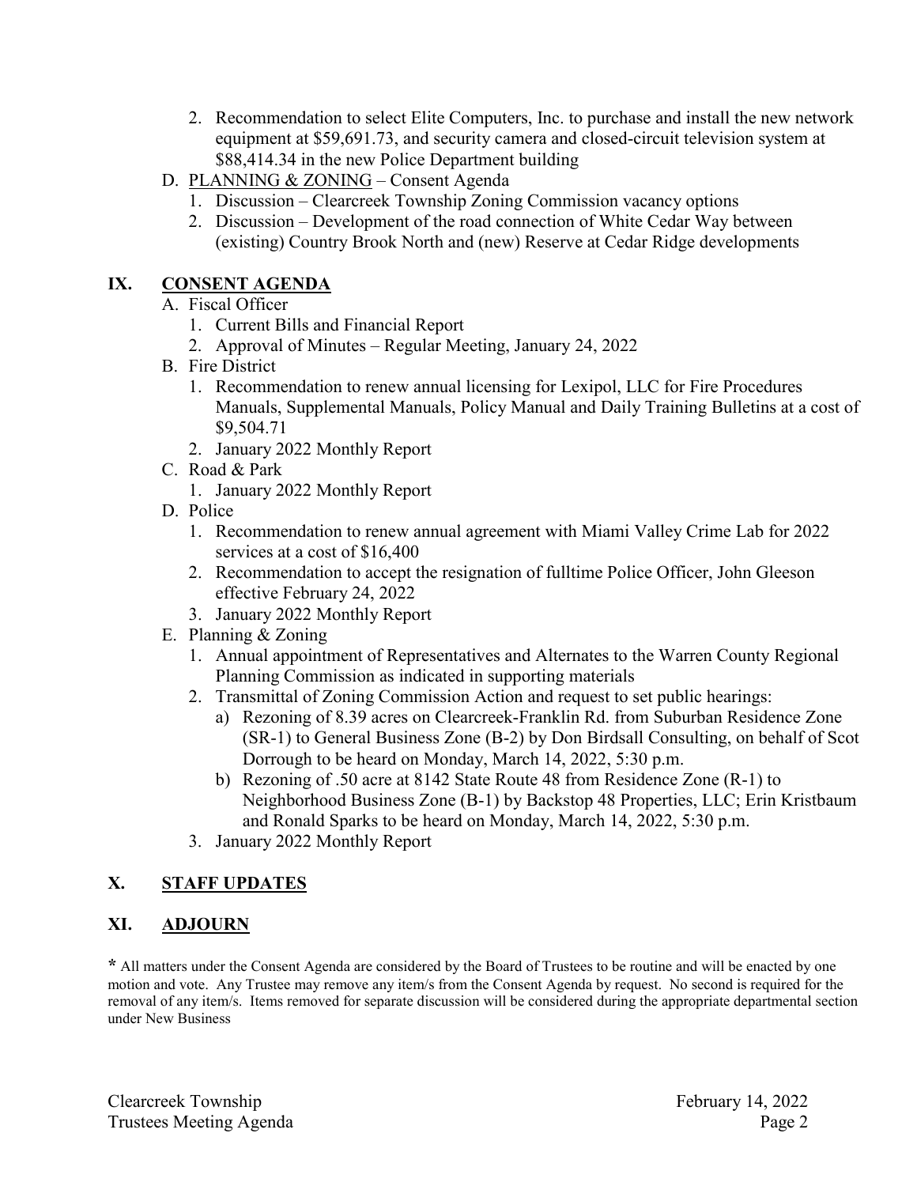2. Recommendation to select Elite Computers, Inc. to purchase and install the new network equipment at $59,691.73, and security camera and closed-circuit television system at $88,414.34 in the new Police Department building

D. PLANNING & ZONING – Consent Agenda
   1. Discussion – Clearcreek Township Zoning Commission vacancy options
   2. Discussion – Development of the road connection of White Cedar Way between (existing) Country Brook North and (new) Reserve at Cedar Ridge developments

## IX. CONSENT AGENDA

A. Fiscal Officer
   1. Current Bills and Financial Report
   2. Approval of Minutes – Regular Meeting, January 24, 2022

B. Fire District
   1. Recommendation to renew annual licensing for Lexipol, LLC for Fire Procedures Manuals, Supplemental Manuals, Policy Manual and Daily Training Bulletins at a cost of $9,504.71
   2. January 2022 Monthly Report

C. Road & Park
   1. January 2022 Monthly Report

D. Police
   1. Recommendation to renew annual agreement with Miami Valley Crime Lab for 2022 services at a cost of $16,400
   2. Recommendation to accept the resignation of fulltime Police Officer, John Gleeson effective February 24, 2022
   3. January 2022 Monthly Report

E. Planning & Zoning
   1. Annual appointment of Representatives and Alternates to the Warren County Regional Planning Commission as indicated in supporting materials
   2. Transmittal of Zoning Commission Action and request to set public hearings:
      a) Rezoning of 8.39 acres on Clearcreek-Franklin Rd. from Suburban Residence Zone (SR-1) to General Business Zone (B-2) by Don Birdsall Consulting, on behalf of Scot Dorrough to be heard on Monday, March 14, 2022, 5:30 p.m.
      b) Rezoning of .50 acre at 8142 State Route 48 from Residence Zone (R-1) to Neighborhood Business Zone (B-1) by Backstop 48 Properties, LLC; Erin Kristbaum and Ronald Sparks to be heard on Monday, March 14, 2022, 5:30 p.m.
   3. January 2022 Monthly Report

## X. STAFF UPDATES

## XI. ADJOURN

* All matters under the Consent Agenda are considered by the Board of Trustees to be routine and will be enacted by one motion and vote. Any Trustee may remove any item/s from the Consent Agenda by request. No second is required for the removal of any item/s. Items removed for separate discussion will be considered during the appropriate departmental section under New Business

Clearcreek Township February 14, 2022
Trustees Meeting Agenda